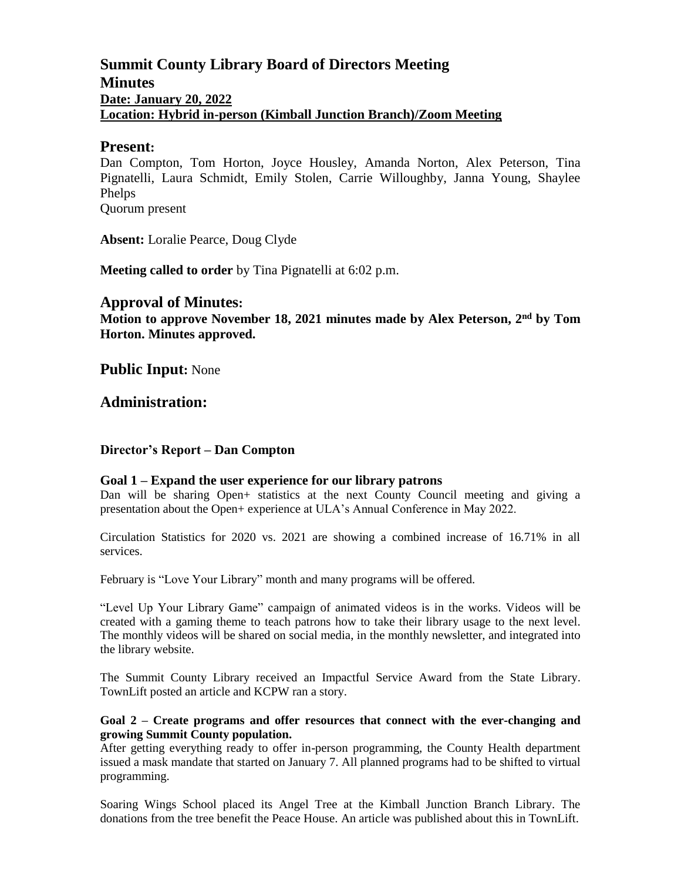# Summit County Library Board of Directors Meeting

## Minutes

**Date: January 20, 2022**

**Location: Hybrid in-person (Kimball Junction Branch)/Zoom Meeting**

## Present:

Dan Compton, Tom Horton, Joyce Housley, Amanda Norton, Alex Peterson, Tina Pignatelli, Laura Schmidt, Emily Stolen, Carrie Willoughby, Janna Young, Shaylee Phelps

Quorum present

**Absent:** Loralie Pearce, Doug Clyde

**Meeting called to order** by Tina Pignatelli at 6:02 p.m.

## Approval of Minutes:

**Motion to approve November 18, 2021 minutes made by Alex Peterson, 2nd by Tom Horton. Minutes approved.**

## Public Input: None

## Administration:

### Director's Report – Dan Compton

#### Goal 1 – Expand the user experience for our library patrons

Dan will be sharing Open+ statistics at the next County Council meeting and giving a presentation about the Open+ experience at ULA's Annual Conference in May 2022.

Circulation Statistics for 2020 vs. 2021 are showing a combined increase of 16.71% in all services.

February is "Love Your Library" month and many programs will be offered.

"Level Up Your Library Game" campaign of animated videos is in the works. Videos will be created with a gaming theme to teach patrons how to take their library usage to the next level. The monthly videos will be shared on social media, in the monthly newsletter, and integrated into the library website.

The Summit County Library received an Impactful Service Award from the State Library. TownLift posted an article and KCPW ran a story.

#### Goal 2 – Create programs and offer resources that connect with the ever-changing and growing Summit County population.

After getting everything ready to offer in-person programming, the County Health department issued a mask mandate that started on January 7. All planned programs had to be shifted to virtual programming.

Soaring Wings School placed its Angel Tree at the Kimball Junction Branch Library. The donations from the tree benefit the Peace House. An article was published about this in TownLift.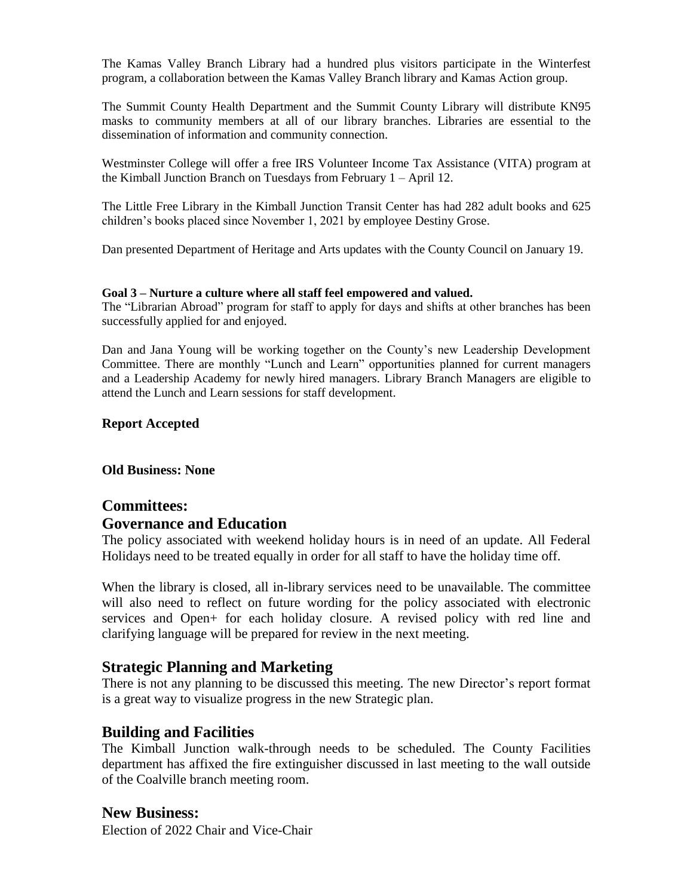The Kamas Valley Branch Library had a hundred plus visitors participate in the Winterfest program, a collaboration between the Kamas Valley Branch library and Kamas Action group.

The Summit County Health Department and the Summit County Library will distribute KN95 masks to community members at all of our library branches. Libraries are essential to the dissemination of information and community connection.

Westminster College will offer a free IRS Volunteer Income Tax Assistance (VITA) program at the Kimball Junction Branch on Tuesdays from February 1 – April 12.

The Little Free Library in the Kimball Junction Transit Center has had 282 adult books and 625 children's books placed since November 1, 2021 by employee Destiny Grose.

Dan presented Department of Heritage and Arts updates with the County Council on January 19.

**Goal 3 – Nurture a culture where all staff feel empowered and valued.**

The "Librarian Abroad" program for staff to apply for days and shifts at other branches has been successfully applied for and enjoyed.

Dan and Jana Young will be working together on the County's new Leadership Development Committee. There are monthly "Lunch and Learn" opportunities planned for current managers and a Leadership Academy for newly hired managers. Library Branch Managers are eligible to attend the Lunch and Learn sessions for staff development.

**Report Accepted**

**Old Business: None**

## Committees:

## Governance and Education

The policy associated with weekend holiday hours is in need of an update. All Federal Holidays need to be treated equally in order for all staff to have the holiday time off.

When the library is closed, all in-library services need to be unavailable. The committee will also need to reflect on future wording for the policy associated with electronic services and Open+ for each holiday closure. A revised policy with red line and clarifying language will be prepared for review in the next meeting.

## Strategic Planning and Marketing

There is not any planning to be discussed this meeting. The new Director's report format is a great way to visualize progress in the new Strategic plan.

## Building and Facilities

The Kimball Junction walk-through needs to be scheduled. The County Facilities department has affixed the fire extinguisher discussed in last meeting to the wall outside of the Coalville branch meeting room.

## New Business:

Election of 2022 Chair and Vice-Chair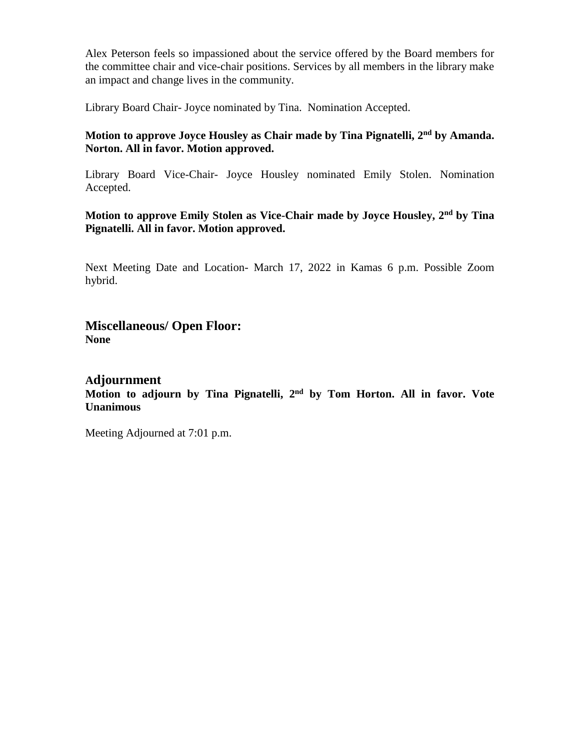Alex Peterson feels so impassioned about the service offered by the Board members for the committee chair and vice-chair positions. Services by all members in the library make an impact and change lives in the community.

Library Board Chair- Joyce nominated by Tina. Nomination Accepted.

**Motion to approve Joyce Housley as Chair made by Tina Pignatelli, 2nd by Amanda. Norton. All in favor. Motion approved.**

Library Board Vice-Chair- Joyce Housley nominated Emily Stolen. Nomination Accepted.

**Motion to approve Emily Stolen as Vice-Chair made by Joyce Housley, 2nd by Tina Pignatelli. All in favor. Motion approved.**

Next Meeting Date and Location- March 17, 2022 in Kamas 6 p.m. Possible Zoom hybrid.

## Miscellaneous/ Open Floor:

**None**

## Adjournment

**Motion to adjourn by Tina Pignatelli, 2nd by Tom Horton. All in favor. Vote Unanimous**

Meeting Adjourned at 7:01 p.m.